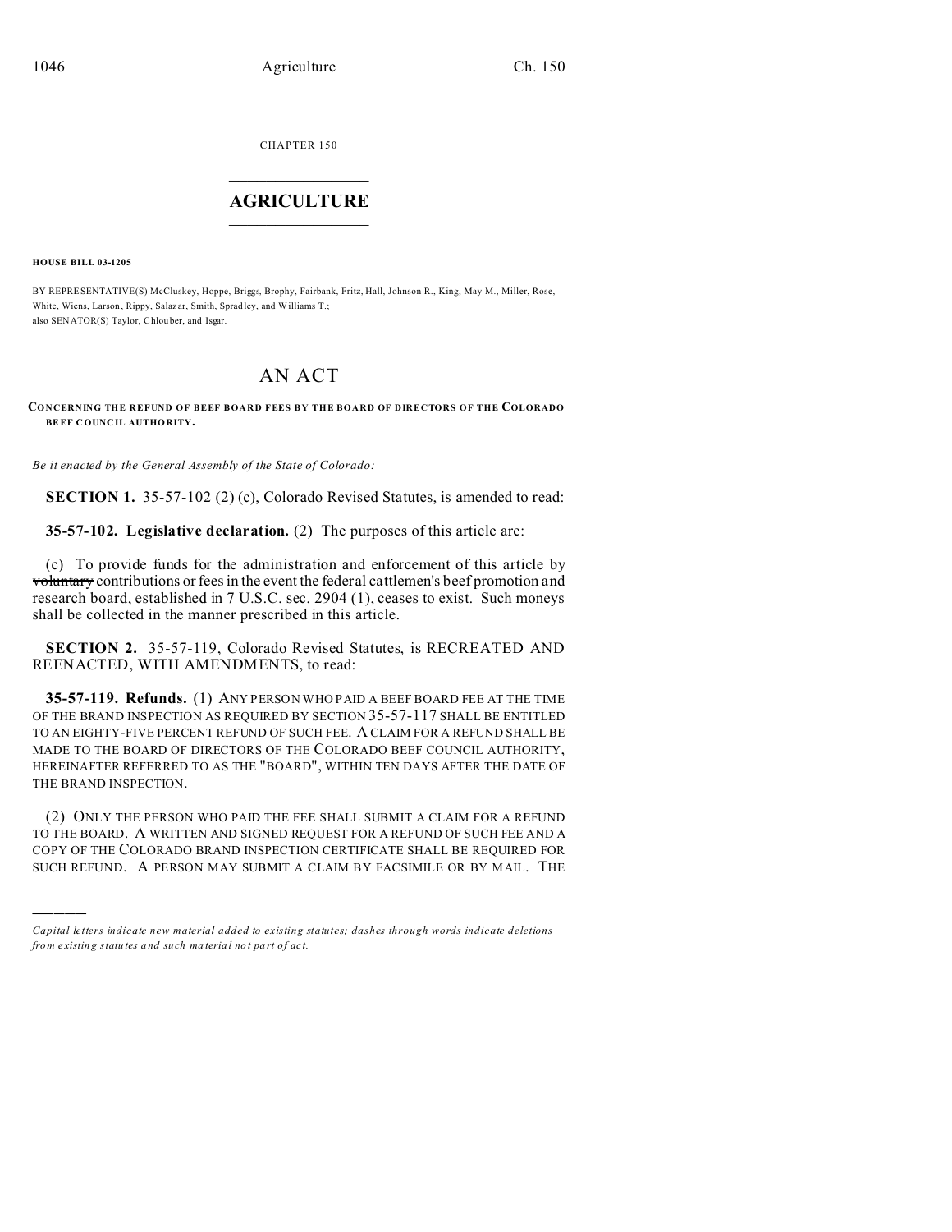CHAPTER 150

# AGRICULTURE

**HOUSE BILL 03-1205**

BY REPRESENTATIVE(S) McCluskey, Hoppe, Briggs, Brophy, Fairbank, Fritz, Hall, Johnson R., King, May M., Miller, Rose, White, Wiens, Larson, Rippy, Salazar, Smith, Spradley, and Williams T.;
also SENATOR(S) Taylor, Chlouber, and Isgar.

# AN ACT

**CONCERNING THE REFUND OF BEEF BOARD FEES BY THE BOARD OF DIRECTORS OF THE COLORADO BEEF COUNCIL AUTHORITY.**

*Be it enacted by the General Assembly of the State of Colorado:*

**SECTION 1.** 35-57-102 (2) (c), Colorado Revised Statutes, is amended to read:

**35-57-102. Legislative declaration.** (2) The purposes of this article are:

(c) To provide funds for the administration and enforcement of this article by ~~voluntary~~ contributions or fees in the event the federal cattlemen's beef promotion and research board, established in 7 U.S.C. sec. 2904 (1), ceases to exist. Such moneys shall be collected in the manner prescribed in this article.

**SECTION 2.** 35-57-119, Colorado Revised Statutes, is RECREATED AND REENACTED, WITH AMENDMENTS, to read:

**35-57-119. Refunds.** (1) ANY PERSON WHO PAID A BEEF BOARD FEE AT THE TIME OF THE BRAND INSPECTION AS REQUIRED BY SECTION 35-57-117 SHALL BE ENTITLED TO AN EIGHTY-FIVE PERCENT REFUND OF SUCH FEE. A CLAIM FOR A REFUND SHALL BE MADE TO THE BOARD OF DIRECTORS OF THE COLORADO BEEF COUNCIL AUTHORITY, HEREINAFTER REFERRED TO AS THE "BOARD", WITHIN TEN DAYS AFTER THE DATE OF THE BRAND INSPECTION.

(2) ONLY THE PERSON WHO PAID THE FEE SHALL SUBMIT A CLAIM FOR A REFUND TO THE BOARD. A WRITTEN AND SIGNED REQUEST FOR A REFUND OF SUCH FEE AND A COPY OF THE COLORADO BRAND INSPECTION CERTIFICATE SHALL BE REQUIRED FOR SUCH REFUND. A PERSON MAY SUBMIT A CLAIM BY FACSIMILE OR BY MAIL. THE

*Capital letters indicate new material added to existing statutes; dashes through words indicate deletions from existing statutes and such material not part of act.*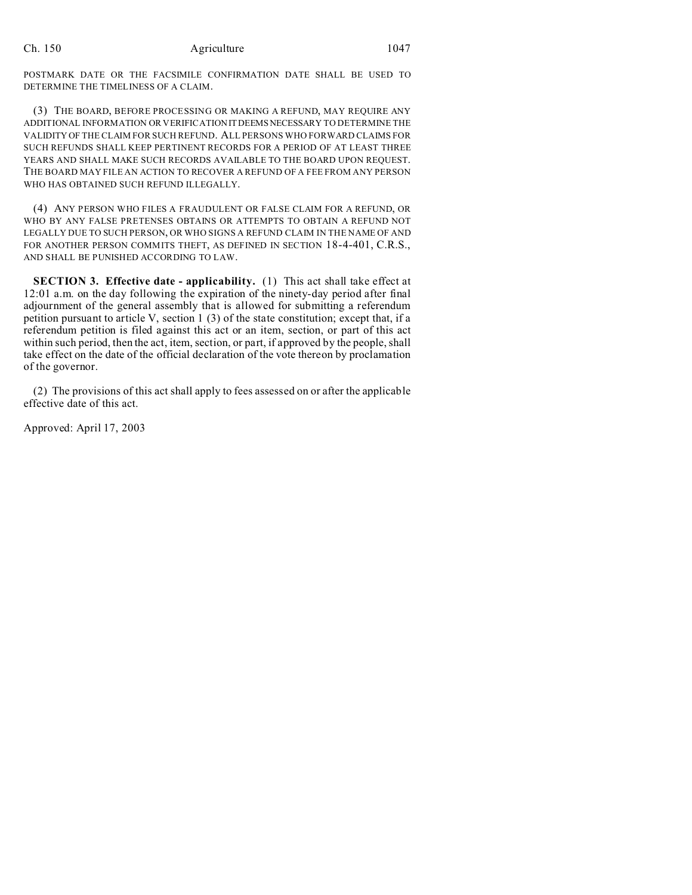POSTMARK DATE OR THE FACSIMILE CONFIRMATION DATE SHALL BE USED TO DETERMINE THE TIMELINESS OF A CLAIM.

(3) THE BOARD, BEFORE PROCESSING OR MAKING A REFUND, MAY REQUIRE ANY ADDITIONAL INFORMATION OR VERIFICATION IT DEEMS NECESSARY TO DETERMINE THE VALIDITY OF THE CLAIM FOR SUCH REFUND. ALL PERSONS WHO FORWARD CLAIMS FOR SUCH REFUNDS SHALL KEEP PERTINENT RECORDS FOR A PERIOD OF AT LEAST THREE YEARS AND SHALL MAKE SUCH RECORDS AVAILABLE TO THE BOARD UPON REQUEST. THE BOARD MAY FILE AN ACTION TO RECOVER A REFUND OF A FEE FROM ANY PERSON WHO HAS OBTAINED SUCH REFUND ILLEGALLY.

(4) ANY PERSON WHO FILES A FRAUDULENT OR FALSE CLAIM FOR A REFUND, OR WHO BY ANY FALSE PRETENSES OBTAINS OR ATTEMPTS TO OBTAIN A REFUND NOT LEGALLY DUE TO SUCH PERSON, OR WHO SIGNS A REFUND CLAIM IN THE NAME OF AND FOR ANOTHER PERSON COMMITS THEFT, AS DEFINED IN SECTION 18-4-401, C.R.S., AND SHALL BE PUNISHED ACCORDING TO LAW.

**SECTION 3. Effective date - applicability.** (1) This act shall take effect at 12:01 a.m. on the day following the expiration of the ninety-day period after final adjournment of the general assembly that is allowed for submitting a referendum petition pursuant to article V, section 1 (3) of the state constitution; except that, if a referendum petition is filed against this act or an item, section, or part of this act within such period, then the act, item, section, or part, if approved by the people, shall take effect on the date of the official declaration of the vote thereon by proclamation of the governor.

(2) The provisions of this act shall apply to fees assessed on or after the applicable effective date of this act.

Approved: April 17, 2003